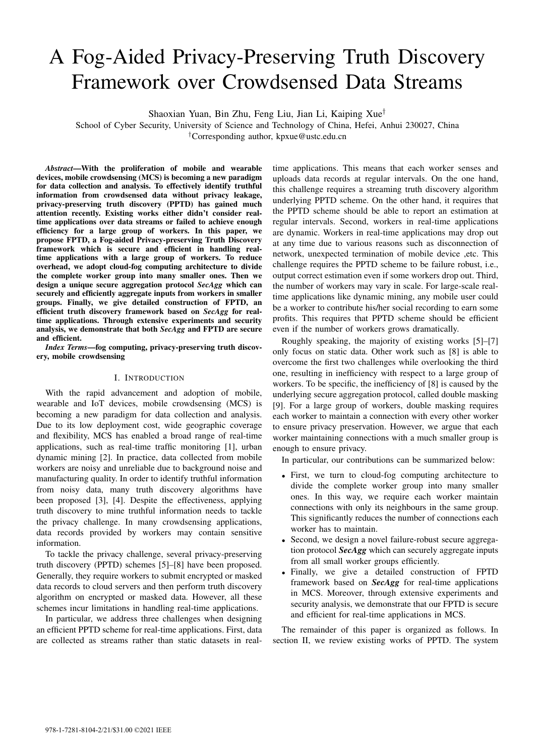# A Fog-Aided Privacy-Preserving Truth Discovery Framework over Crowdsensed Data Streams

Shaoxian Yuan, Bin Zhu, Feng Liu, Jian Li, Kaiping Xue[†]

School of Cyber Security, University of Science and Technology of China, Hefei, Anhui 230027, China

[†]Corresponding author, kpxue@ustc.edu.cn

***Abstract*—With the proliferation of mobile and wearable devices, mobile crowdsensing (MCS) is becoming a new paradigm for data collection and analysis. To effectively identify truthful information from crowdsensed data without privacy leakage, privacy-preserving truth discovery (PPTD) has gained much attention recently. Existing works either didn't consider real-time applications over data streams or failed to achieve enough efficiency for a large group of workers. In this paper, we propose FPTD, a Fog-aided Privacy-preserving Truth Discovery framework which is secure and efficient in handling real-time applications with a large group of workers. To reduce overhead, we adopt cloud-fog computing architecture to divide the complete worker group into many smaller ones. Then we design a unique secure aggregation protocol *SecAgg* which can securely and efficiently aggregate inputs from workers in smaller groups. Finally, we give detailed construction of FPTD, an efficient truth discovery framework based on *SecAgg* for real-time applications. Through extensive experiments and security analysis, we demonstrate that both *SecAgg* and FPTD are secure and efficient.**

***Index Terms*—fog computing, privacy-preserving truth discovery, mobile crowdsensing**

## I. Introduction

With the rapid advancement and adoption of mobile, wearable and IoT devices, mobile crowdsensing (MCS) is becoming a new paradigm for data collection and analysis. Due to its low deployment cost, wide geographic coverage and flexibility, MCS has enabled a broad range of real-time applications, such as real-time traffic monitoring [1], urban dynamic mining [2]. In practice, data collected from mobile workers are noisy and unreliable due to background noise and manufacturing quality. In order to identify truthful information from noisy data, many truth discovery algorithms have been proposed [3], [4]. Despite the effectiveness, applying truth discovery to mine truthful information needs to tackle the privacy challenge. In many crowdsensing applications, data records provided by workers may contain sensitive information.

To tackle the privacy challenge, several privacy-preserving truth discovery (PPTD) schemes [5]–[8] have been proposed. Generally, they require workers to submit encrypted or masked data records to cloud servers and then perform truth discovery algorithm on encrypted or masked data. However, all these schemes incur limitations in handling real-time applications.

In particular, we address three challenges when designing an efficient PPTD scheme for real-time applications. First, data are collected as streams rather than static datasets in real-time applications. This means that each worker senses and uploads data records at regular intervals. On the one hand, this challenge requires a streaming truth discovery algorithm underlying PPTD scheme. On the other hand, it requires that the PPTD scheme should be able to report an estimation at regular intervals. Second, workers in real-time applications are dynamic. Workers in real-time applications may drop out at any time due to various reasons such as disconnection of network, unexpected termination of mobile device ,etc. This challenge requires the PPTD scheme to be failure robust, i.e., output correct estimation even if some workers drop out. Third, the number of workers may vary in scale. For large-scale real-time applications like dynamic mining, any mobile user could be a worker to contribute his/her social recording to earn some profits. This requires that PPTD scheme should be efficient even if the number of workers grows dramatically.

Roughly speaking, the majority of existing works [5]–[7] only focus on static data. Other work such as [8] is able to overcome the first two challenges while overlooking the third one, resulting in inefficiency with respect to a large group of workers. To be specific, the inefficiency of [8] is caused by the underlying secure aggregation protocol, called double masking [9]. For a large group of workers, double masking requires each worker to maintain a connection with every other worker to ensure privacy preservation. However, we argue that each worker maintaining connections with a much smaller group is enough to ensure privacy.

In particular, our contributions can be summarized below:

- First, we turn to cloud-fog computing architecture to divide the complete worker group into many smaller ones. In this way, we require each worker maintain connections with only its neighbours in the same group. This significantly reduces the number of connections each worker has to maintain.
- Second, we design a novel failure-robust secure aggregation protocol ***SecAgg*** which can securely aggregate inputs from all small worker groups efficiently.
- Finally, we give a detailed construction of FPTD framework based on ***SecAgg*** for real-time applications in MCS. Moreover, through extensive experiments and security analysis, we demonstrate that our FPTD is secure and efficient for real-time applications in MCS.

The remainder of this paper is organized as follows. In section II, we review existing works of PPTD. The system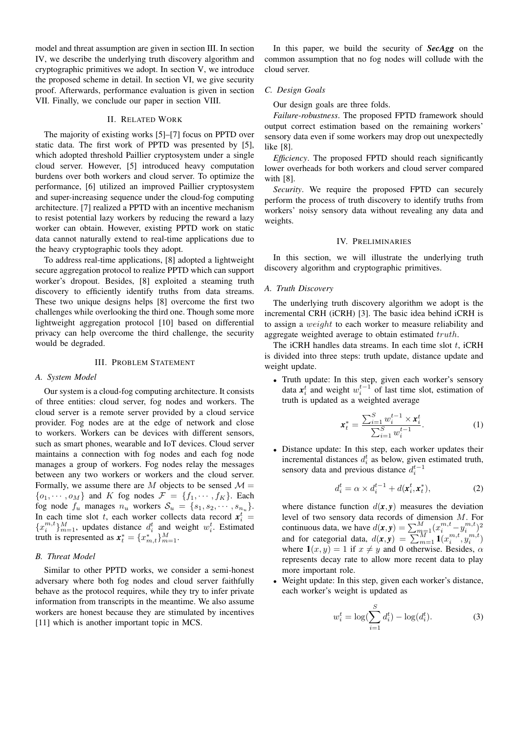model and threat assumption are given in section III. In section IV, we describe the underlying truth discovery algorithm and cryptographic primitives we adopt. In section V, we introduce the proposed scheme in detail. In section VI, we give security proof. Afterwards, performance evaluation is given in section VII. Finally, we conclude our paper in section VIII.

## II. Related Work

The majority of existing works [5]–[7] focus on PPTD over static data. The first work of PPTD was presented by [5], which adopted threshold Paillier cryptosystem under a single cloud server. However, [5] introduced heavy computation burdens over both workers and cloud server. To optimize the performance, [6] utilized an improved Paillier cryptosystem and super-increasing sequence under the cloud-fog computing architecture. [7] realized a PPTD with an incentive mechanism to resist potential lazy workers by reducing the reward a lazy worker can obtain. However, existing PPTD work on static data cannot naturally extend to real-time applications due to the heavy cryptographic tools they adopt.

To address real-time applications, [8] adopted a lightweight secure aggregation protocol to realize PPTD which can support worker's dropout. Besides, [8] exploited a steaming truth discovery to efficiently identify truths from data streams. These two unique designs helps [8] overcome the first two challenges while overlooking the third one. Though some more lightweight aggregation protocol [10] based on differential privacy can help overcome the third challenge, the security would be degraded.

## III. Problem Statement

### A. System Model

Our system is a cloud-fog computing architecture. It consists of three entities: cloud server, fog nodes and workers. The cloud server is a remote server provided by a cloud service provider. Fog nodes are at the edge of network and close to workers. Workers can be devices with different sensors, such as smart phones, wearable and IoT devices. Cloud server maintains a connection with fog nodes and each fog node manages a group of workers. Fog nodes relay the messages between any two workers or workers and the cloud server. Formally, we assume there are $M$ objects to be sensed $\mathcal{M} = \{o_1, \cdots, o_M\}$ and $K$ fog nodes $\mathcal{F} = \{f_1, \cdots, f_K\}$. Each fog node $f_u$ manages $n_u$ workers $\mathcal{S}_u = \{s_1, s_2, \cdots, s_{n_u}\}$. In each time slot $t$, each worker collects data record $\boldsymbol{x}_i^t = \{x_i^{m,t}\}_{m=1}^M$, updates distance $d_i^t$ and weight $w_i^t$. Estimated truth is represented as $\boldsymbol{x}_t^* = \{x_{m,t}^*\}_{m=1}^M$.

### B. Threat Model

Similar to other PPTD works, we consider a semi-honest adversary where both fog nodes and cloud server faithfully behave as the protocol requires, while they try to infer private information from transcripts in the meantime. We also assume workers are honest because they are stimulated by incentives [11] which is another important topic in MCS.

In this paper, we build the security of ***SecAgg*** on the common assumption that no fog nodes will collude with the cloud server.

### C. Design Goals

Our design goals are three folds.

*Failure-robustness*. The proposed FPTD framework should output correct estimation based on the remaining workers' sensory data even if some workers may drop out unexpectedly like [8].

*Efficiency*. The proposed FPTD should reach significantly lower overheads for both workers and cloud server compared with [8].

*Security*. We require the proposed FPTD can securely perform the process of truth discovery to identify truths from workers' noisy sensory data without revealing any data and weights.

## IV. Preliminaries

In this section, we will illustrate the underlying truth discovery algorithm and cryptographic primitives.

### A. Truth Discovery

The underlying truth discovery algorithm we adopt is the incremental CRH (iCRH) [3]. The basic idea behind iCRH is to assign a $weight$ to each worker to measure reliability and aggregate weighted average to obtain estimated $truth$.

The iCRH handles data streams. In each time slot $t$, iCRH is divided into three steps: truth update, distance update and weight update.

- Truth update: In this step, given each worker's sensory data $\boldsymbol{x}_i^t$ and weight $w_i^{t-1}$ of last time slot, estimation of truth is updated as a weighted average

$$\boldsymbol{x}_t^* = \frac{\sum_{i=1}^S w_i^{t-1} \times \boldsymbol{x}_i^t}{\sum_{i=1}^S w_i^{t-1}}. \tag{1}$$

- Distance update: In this step, each worker updates their incremental distances $d_i^t$ as below, given estimated truth, sensory data and previous distance $d_i^{t-1}$

$$d_i^t = \alpha \times d_i^{t-1} + d(\boldsymbol{x}_i^t, \boldsymbol{x}_t^*), \tag{2}$$

  where distance function $d(\boldsymbol{x}, \boldsymbol{y})$ measures the deviation level of two sensory data records of dimension $M$. For continuous data, we have $d(\boldsymbol{x}, \boldsymbol{y}) = \sum_{m=1}^M (x_i^{m,t} - y_i^{m,t})^2$ and for categorial data, $d(\boldsymbol{x}, \boldsymbol{y}) = \sum_{m=1}^M \mathbf{1}(x_i^{m,t}, y_i^{m,t})$ where $\mathbf{1}(x, y) = 1$ if $x \neq y$ and 0 otherwise. Besides, $\alpha$ represents decay rate to allow more recent data to play more important role.

- Weight update: In this step, given each worker's distance, each worker's weight is updated as

$$w_i^t = \log(\sum_{i=1}^S d_i^t) - \log(d_i^t). \tag{3}$$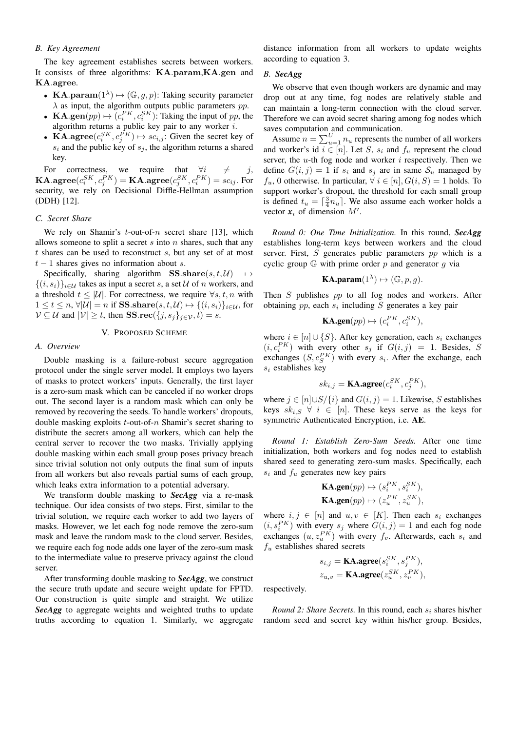### B. Key Agreement

The key agreement establishes secrets between workers. It consists of three algorithms: $\mathbf{KA}.\mathbf{param}$,$\mathbf{KA}.\mathbf{gen}$ and $\mathbf{KA}.\mathbf{agree}$.

- $\mathbf{KA}.\mathbf{param}(1^{\lambda}) \mapsto (\mathbb{G}, g, p)$: Taking security parameter $\lambda$ as input, the algorithm outputs public parameters *pp*.
- $\mathbf{KA}.\mathbf{gen}(pp) \mapsto (c_i^{PK}, c_i^{SK})$: Taking the input of *pp*, the algorithm returns a public key pair to any worker $i$.
- $\mathbf{KA}.\mathbf{agree}(c_i^{SK}, c_j^{PK}) \mapsto sc_{i,j}$: Given the secret key of $s_i$ and the public key of $s_j$, the algorithm returns a shared key.

For correctness, we require that $\forall i \neq j$, $\mathbf{KA}.\mathbf{agree}(c_i^{SK}, c_j^{PK}) = \mathbf{KA}.\mathbf{agree}(c_j^{SK}, c_i^{PK}) = sc_{ij}$. For security, we rely on Decisional Diffle-Hellman assumption (DDH) [12].

### C. Secret Share

We rely on Shamir's $t$-out-of-$n$ secret share [13], which allows someone to split a secret $s$ into $n$ shares, such that any $t$ shares can be used to reconstruct $s$, but any set of at most $t-1$ shares gives no information about $s$.

Specifically, sharing algorithm $\mathbf{SS}.\mathbf{share}(s, t, \mathcal{U}) \mapsto \{(i, s_i)\}_{i \in \mathcal{U}}$ takes as input a secret $s$, a set $\mathcal{U}$ of $n$ workers, and a threshold $t \leq |\mathcal{U}|$. For correctness, we require $\forall s, t, n$ with $1 \leq t \leq n$, $\forall |\mathcal{U}| = n$ if $\mathbf{SS}.\mathbf{share}(s, t, \mathcal{U}) \mapsto \{(i, s_i)\}_{i \in \mathcal{U}}$, for $\mathcal{V} \subseteq \mathcal{U}$ and $|\mathcal{V}| \geq t$, then $\mathbf{SS}.\mathbf{rec}(\{j, s_j\}_{j \in \mathcal{V}}, t) = s$.

## V. Proposed Scheme

### A. Overview

Double masking is a failure-robust secure aggregation protocol under the single server model. It employs two layers of masks to protect workers' inputs. Generally, the first layer is a zero-sum mask which can be canceled if no worker drops out. The second layer is a random mask which can only be removed by recovering the seeds. To handle workers' dropouts, double masking exploits $t$-out-of-$n$ Shamir's secret sharing to distribute the secrets among all workers, which can help the central server to recover the two masks. Trivially applying double masking within each small group poses privacy breach since trivial solution not only outputs the final sum of inputs from all workers but also reveals partial sums of each group, which leaks extra information to a potential adversary.

We transform double masking to ***SecAgg*** via a re-mask technique. Our idea consists of two steps. First, similar to the trivial solution, we require each worker to add two layers of masks. However, we let each fog node remove the zero-sum mask and leave the random mask to the cloud server. Besides, we require each fog node adds one layer of the zero-sum mask to the intermediate value to preserve privacy against the cloud server.

After transforming double masking to ***SecAgg***, we construct the secure truth update and secure weight update for FPTD. Our construction is quite simple and straight. We utilize ***SecAgg*** to aggregate weights and weighted truths to update truths according to equation 1. Similarly, we aggregate distance information from all workers to update weights according to equation 3.

### B. ***SecAgg***

We observe that even though workers are dynamic and may drop out at any time, fog nodes are relatively stable and can maintain a long-term connection with the cloud server. Therefore we can avoid secret sharing among fog nodes which saves computation and communication.

Assume $n = \sum_{u=1}^{U} n_u$ represents the number of all workers and worker's id $i \in [n]$. Let $S$, $s_i$ and $f_u$ represent the cloud server, the $u$-th fog node and worker $i$ respectively. Then we define $G(i,j) = 1$ if $s_i$ and $s_j$ are in same $\mathcal{S}_u$ managed by $f_u$, 0 otherwise. In particular, $\forall i \in [n], G(i, S) = 1$ holds. To support worker's dropout, the threshold for each small group is defined $t_u = \lceil \frac{3}{4} n_u \rceil$. We also assume each worker holds a vector $\boldsymbol{x}_i$ of dimension $M'$.

*Round 0: One Time Initialization.* In this round, ***SecAgg*** establishes long-term keys between workers and the cloud server. First, $S$ generates public parameters *pp* which is a cyclic group $\mathbb{G}$ with prime order $p$ and generator $g$ via

$$\mathbf{KA.param}(1^{\lambda}) \mapsto (\mathbb{G}, p, g).$$

Then $S$ publishes *pp* to all fog nodes and workers. After obtaining *pp*, each $s_i$ including $S$ generates a key pair

$$\mathbf{KA.gen}(pp) \mapsto (c_i^{PK}, c_i^{SK}),$$

where $i \in [n] \cup \{S\}$. After key generation, each $s_i$ exchanges $(i, c_i^{PK})$ with every other $s_j$ if $G(i,j) = 1$. Besides, $S$ exchanges $(S, c_S^{PK})$ with every $s_i$. After the exchange, each $s_i$ establishes key

$$sk_{i,j} = \mathbf{KA.agree}(c_i^{SK}, c_j^{PK}),$$

where $j \in [n] \cup S / \{i\}$ and $G(i,j) = 1$. Likewise, $S$ establishes keys $sk_{i,S} \ \forall \ i \in [n]$. These keys serve as the keys for symmetric Authenticated Encryption, i.e. **AE**.

*Round 1: Establish Zero-Sum Seeds.* After one time initialization, both workers and fog nodes need to establish shared seed to generating zero-sum masks. Specifically, each $s_i$ and $f_u$ generates new key pairs

$$\mathbf{KA.gen}(pp) \mapsto (s_i^{PK}, s_i^{SK}),$$
$$\mathbf{KA.gen}(pp) \mapsto (z_u^{PK}, z_u^{SK}),$$

where $i, j \in [n]$ and $u, v \in [K]$. Then each $s_i$ exchanges $(i, s_i^{PK})$ with every $s_j$ where $G(i,j) = 1$ and each fog node exchanges $(u, z_u^{PK})$ with every $f_v$. Afterwards, each $s_i$ and $f_u$ establishes shared secrets

$$s_{i,j} = \mathbf{KA.agree}(s_i^{SK}, s_j^{PK}),$$
$$z_{u,v} = \mathbf{KA.agree}(z_u^{SK}, z_v^{PK}),$$

respectively.

*Round 2: Share Secrets.* In this round, each $s_i$ shares his/her random seed and secret key within his/her group. Besides,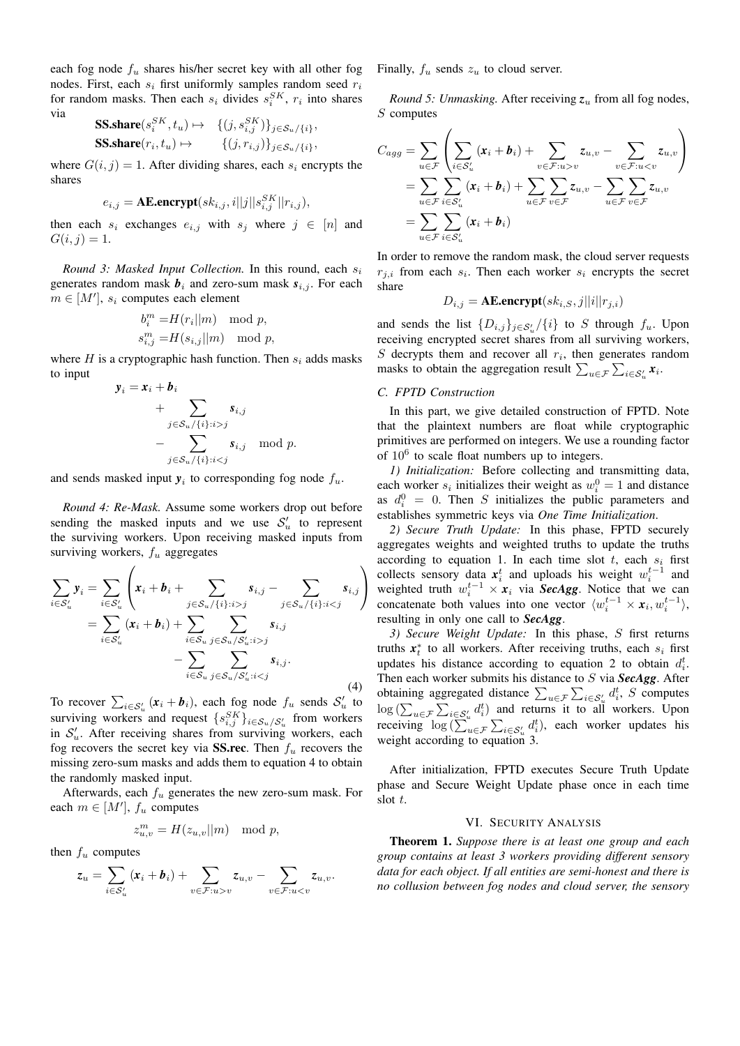each fog node $f_u$ shares his/her secret key with all other fog nodes. First, each $s_i$ first uniformly samples random seed $r_i$ for random masks. Then each $s_i$ divides $s_i^{SK}$, $r_i$ into shares via

$$\textbf{SS.share}(s_i^{SK}, t_u) \mapsto \quad \{(j, s_{i,j}^{SK})\}_{j \in \mathcal{S}_u/\{i\}},$$
$$\textbf{SS.share}(r_i, t_u) \mapsto \qquad \{(j, r_{i,j})\}_{j \in \mathcal{S}_u/\{i\}},$$

where $G(i,j) = 1$. After dividing shares, each $s_i$ encrypts the shares

$$e_{i,j} = \textbf{AE.encrypt}(sk_{i,j}, i||j||s_{i,j}^{SK}||r_{i,j}),$$

then each $s_i$ exchanges $e_{i,j}$ with $s_j$ where $j \in [n]$ and $G(i,j) = 1$.

*Round 3: Masked Input Collection.* In this round, each $s_i$ generates random mask $\boldsymbol{b}_i$ and zero-sum mask $\boldsymbol{s}_{i,j}$. For each $m \in [M']$, $s_i$ computes each element

$$b_i^m = H(r_i||m) \mod p,$$
$$s_{i,j}^m = H(s_{i,j}||m) \mod p,$$

where $H$ is a cryptographic hash function. Then $s_i$ adds masks to input

$$\boldsymbol{y}_i = \boldsymbol{x}_i + \boldsymbol{b}_i + \sum_{j \in \mathcal{S}_u/\{i\}: i>j} \boldsymbol{s}_{i,j} - \sum_{j \in \mathcal{S}_u/\{i\}: i<j} \boldsymbol{s}_{i,j} \mod p.$$

and sends masked input $\boldsymbol{y}_i$ to corresponding fog node $f_u$.

*Round 4: Re-Mask.* Assume some workers drop out before sending the masked inputs and we use $\mathcal{S}'_u$ to represent the surviving workers. Upon receiving masked inputs from surviving workers, $f_u$ aggregates

$$\begin{aligned}
\sum_{i \in \mathcal{S}'_u} \boldsymbol{y}_i &= \sum_{i \in \mathcal{S}'_u} \left( \boldsymbol{x}_i + \boldsymbol{b}_i + \sum_{j \in \mathcal{S}_u/\{i\}: i>j} \boldsymbol{s}_{i,j} - \sum_{j \in \mathcal{S}_u/\{i\}: i<j} \boldsymbol{s}_{i,j} \right) \\
&= \sum_{i \in \mathcal{S}'_u} (\boldsymbol{x}_i + \boldsymbol{b}_i) + \sum_{i \in \mathcal{S}_u} \sum_{j \in \mathcal{S}_u/\mathcal{S}'_u: i>j} \boldsymbol{s}_{i,j} \\
&\quad - \sum_{i \in \mathcal{S}_u} \sum_{j \in \mathcal{S}_u/\mathcal{S}'_u: i<j} \boldsymbol{s}_{i,j}.
\end{aligned} \tag{4}$$

To recover $\sum_{i \in \mathcal{S}'_u} (\boldsymbol{x}_i + \boldsymbol{b}_i)$, each fog node $f_u$ sends $\mathcal{S}'_u$ to surviving workers and request $\{s_{i,j}^{SK}\}_{i \in \mathcal{S}_u/\mathcal{S}'_u}$ from workers in $\mathcal{S}'_u$. After receiving shares from surviving workers, each fog recovers the secret key via **SS.rec**. Then $f_u$ recovers the missing zero-sum masks and adds them to equation 4 to obtain the randomly masked input.

Afterwards, each $f_u$ generates the new zero-sum mask. For each $m \in [M']$, $f_u$ computes

$$z_{u,v}^m = H(z_{u,v}||m) \mod p,$$

then $f_u$ computes

$$\boldsymbol{z}_u = \sum_{i \in \mathcal{S}'_u} (\boldsymbol{x}_i + \boldsymbol{b}_i) + \sum_{v \in \mathcal{F}: u>v} \boldsymbol{z}_{u,v} - \sum_{v \in \mathcal{F}: u<v} \boldsymbol{z}_{u,v}.$$

Finally, $f_u$ sends $z_u$ to cloud server.

*Round 5: Unmasking.* After receiving $\boldsymbol{z}_u$ from all fog nodes, $S$ computes

$$\begin{aligned}
C_{agg} &= \sum_{u \in \mathcal{F}} \left( \sum_{i \in \mathcal{S}'_u} (\boldsymbol{x}_i + \boldsymbol{b}_i) + \sum_{v \in \mathcal{F}: u>v} \boldsymbol{z}_{u,v} - \sum_{v \in \mathcal{F}: u<v} \boldsymbol{z}_{u,v} \right) \\
&= \sum_{u \in \mathcal{F}} \sum_{i \in \mathcal{S}'_u} (\boldsymbol{x}_i + \boldsymbol{b}_i) + \sum_{u \in \mathcal{F}} \sum_{v \in \mathcal{F}} \boldsymbol{z}_{u,v} - \sum_{u \in \mathcal{F}} \sum_{v \in \mathcal{F}} \boldsymbol{z}_{u,v} \\
&= \sum_{u \in \mathcal{F}} \sum_{i \in \mathcal{S}'_u} (\boldsymbol{x}_i + \boldsymbol{b}_i)
\end{aligned}$$

In order to remove the random mask, the cloud server requests $r_{j,i}$ from each $s_i$. Then each worker $s_i$ encrypts the secret share

$$D_{i,j} = \textbf{AE.encrypt}(sk_{i,S}, j||i||r_{j,i})$$

and sends the list $\{D_{i,j}\}_{j \in \mathcal{S}'_u}/\{i\}$ to $S$ through $f_u$. Upon receiving encrypted secret shares from all surviving workers, $S$ decrypts them and recover all $r_i$, then generates random masks to obtain the aggregation result $\sum_{u \in \mathcal{F}} \sum_{i \in \mathcal{S}'_u} \boldsymbol{x}_i$.

### C. FPTD Construction

In this part, we give detailed construction of FPTD. Note that the plaintext numbers are float while cryptographic primitives are performed on integers. We use a rounding factor of $10^6$ to scale float numbers up to integers.

*1) Initialization:* Before collecting and transmitting data, each worker $s_i$ initializes their weight as $w_i^0 = 1$ and distance as $d_i^0 = 0$. Then $S$ initializes the public parameters and establishes symmetric keys via *One Time Initialization*.

*2) Secure Truth Update:* In this phase, FPTD securely aggregates weights and weighted truths to update the truths according to equation 1. In each time slot $t$, each $s_i$ first collects sensory data $\boldsymbol{x}_i^t$ and uploads his weight $w_i^{t-1}$ and weighted truth $w_i^{t-1} \times \boldsymbol{x}_i$ via ***SecAgg***. Notice that we can concatenate both values into one vector $\langle w_i^{t-1} \times \boldsymbol{x}_i, w_i^{t-1} \rangle$, resulting in only one call to ***SecAgg***.

*3) Secure Weight Update:* In this phase, $S$ first returns truths $\boldsymbol{x}_t^*$ to all workers. After receiving truths, each $s_i$ first updates his distance according to equation 2 to obtain $d_i^t$. Then each worker submits his distance to $S$ via ***SecAgg***. After obtaining aggregated distance $\sum_{u \in \mathcal{F}} \sum_{i \in \mathcal{S}'_u} d_i^t$, $S$ computes $\log(\sum_{u \in \mathcal{F}} \sum_{i \in \mathcal{S}'_u} d_i^t)$ and returns it to all workers. Upon receiving $\log(\sum_{u \in \mathcal{F}} \sum_{i \in \mathcal{S}'_u} d_i^t)$, each worker updates his weight according to equation 3.

After initialization, FPTD executes Secure Truth Update phase and Secure Weight Update phase once in each time slot $t$.

## VI. Security Analysis

**Theorem 1.** *Suppose there is at least one group and each group contains at least 3 workers providing different sensory data for each object. If all entities are semi-honest and there is no collusion between fog nodes and cloud server, the sensory*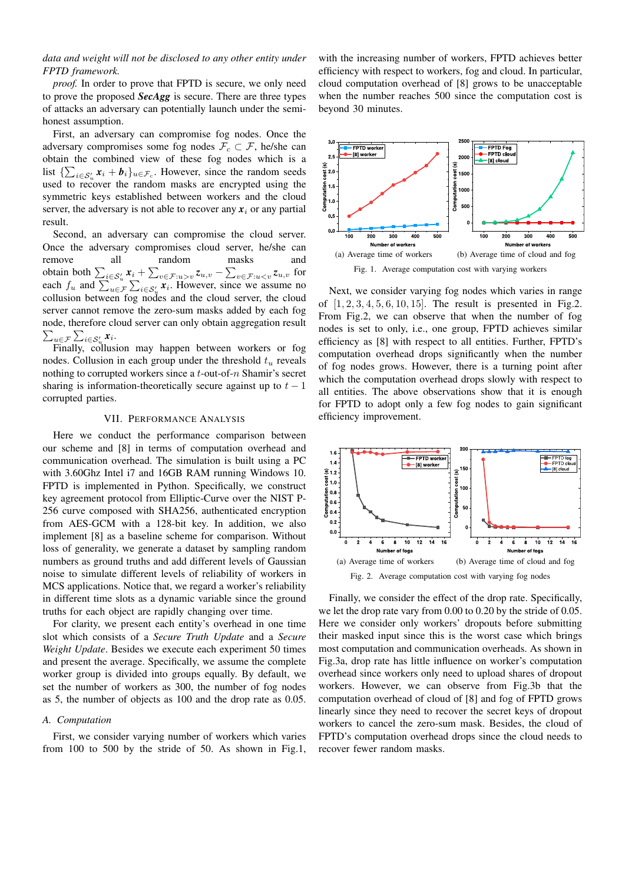*data and weight will not be disclosed to any other entity under FPTD framework.*

*proof.* In order to prove that FPTD is secure, we only need to prove the proposed ***SecAgg*** is secure. There are three types of attacks an adversary can potentially launch under the semi-honest assumption.

First, an adversary can compromise fog nodes. Once the adversary compromises some fog nodes $\mathcal{F}_c \subset \mathcal{F}$, he/she can obtain the combined view of these fog nodes which is a list $\{\sum_{i \in \mathcal{S}'_u} \boldsymbol{x}_i + \boldsymbol{b}_i\}_{u \in \mathcal{F}_c}$. However, since the random seeds used to recover the random masks are encrypted using the symmetric keys established between workers and the cloud server, the adversary is not able to recover any $\boldsymbol{x}_i$ or any partial result.

Second, an adversary can compromise the cloud server. Once the adversary compromises cloud server, he/she can remove all random masks and obtain both $\sum_{i \in \mathcal{S}'_u} \boldsymbol{x}_i + \sum_{v \in \mathcal{F}: u > v} \boldsymbol{z}_{u,v} - \sum_{v \in \mathcal{F}: u < v} \boldsymbol{z}_{u,v}$ for each $f_u$ and $\sum_{u \in \mathcal{F}} \sum_{i \in \mathcal{S}'_u} \boldsymbol{x}_i$. However, since we assume no collusion between fog nodes and the cloud server, the cloud server cannot remove the zero-sum masks added by each fog node, therefore cloud server can only obtain aggregation result $\sum_{u \in \mathcal{F}} \sum_{i \in \mathcal{S}'_u} \boldsymbol{x}_i$.

Finally, collusion may happen between workers or fog nodes. Collusion in each group under the threshold $t_u$ reveals nothing to corrupted workers since a $t$-out-of-$n$ Shamir's secret sharing is information-theoretically secure against up to $t-1$ corrupted parties.

## VII. Performance Analysis

Here we conduct the performance comparison between our scheme and [8] in terms of computation overhead and communication overhead. The simulation is built using a PC with 3.60Ghz Intel i7 and 16GB RAM running Windows 10. FPTD is implemented in Python. Specifically, we construct key agreement protocol from Elliptic-Curve over the NIST P-256 curve composed with SHA256, authenticated encryption from AES-GCM with a 128-bit key. In addition, we also implement [8] as a baseline scheme for comparison. Without loss of generality, we generate a dataset by sampling random numbers as ground truths and add different levels of Gaussian noise to simulate different levels of reliability of workers in MCS applications. Notice that, we regard a worker's reliability in different time slots as a dynamic variable since the ground truths for each object are rapidly changing over time.

For clarity, we present each entity's overhead in one time slot which consists of a *Secure Truth Update* and a *Secure Weight Update*. Besides we execute each experiment 50 times and present the average. Specifically, we assume the complete worker group is divided into groups equally. By default, we set the number of workers as 300, the number of fog nodes as 5, the number of objects as 100 and the drop rate as 0.05.

### A. Computation

First, we consider varying number of workers which varies from 100 to 500 by the stride of 50. As shown in Fig.1, with the increasing number of workers, FPTD achieves better efficiency with respect to workers, fog and cloud. In particular, cloud computation overhead of [8] grows to be unacceptable when the number reaches 500 since the computation cost is beyond 30 minutes.

(a) Average time of workers (b) Average time of cloud and fog

Fig. 1. Average computation cost with varying workers

Next, we consider varying fog nodes which varies in range of $[1, 2, 3, 4, 5, 6, 10, 15]$. The result is presented in Fig.2. From Fig.2, we can observe that when the number of fog nodes is set to only, i.e., one group, FPTD achieves similar efficiency as [8] with respect to all entities. Further, FPTD's computation overhead drops significantly when the number of fog nodes grows. However, there is a turning point after which the computation overhead drops slowly with respect to all entities. The above observations show that it is enough for FPTD to adopt only a few fog nodes to gain significant efficiency improvement.

(a) Average time of workers (b) Average time of cloud and fog

Fig. 2. Average computation cost with varying fog nodes

Finally, we consider the effect of the drop rate. Specifically, we let the drop rate vary from 0.00 to 0.20 by the stride of 0.05. Here we consider only workers' dropouts before submitting their masked input since this is the worst case which brings most computation and communication overheads. As shown in Fig.3a, drop rate has little influence on worker's computation overhead since workers only need to upload shares of dropout workers. However, we can observe from Fig.3b that the computation overhead of cloud of [8] and fog of FPTD grows linearly since they need to recover the secret keys of dropout workers to cancel the zero-sum mask. Besides, the cloud of FPTD's computation overhead drops since the cloud needs to recover fewer random masks.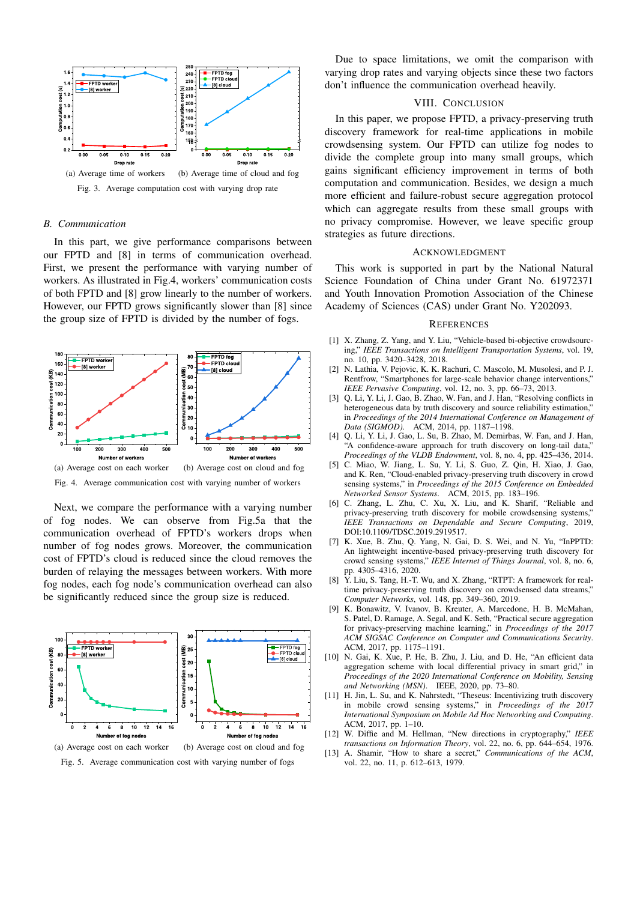1.6
1.4
1.2
1.0
0.8
0.6
0.4
0.2
Computation cost (s)
FPTD worker
[8] worker
0.00 0.05 0.10 0.15 0.20
Drop rate

250
240
230
220
210
200
190
180
170
160
150
10
0
Computation cost (s)
FPTD fog
FPTD cloud
[8] cloud
0.00 0.05 0.10 0.15 0.20
Drop rate

(a) Average time of workers (b) Average time of cloud and fog

Fig. 3. Average computation cost with varying drop rate

## B. Communication

In this part, we give performance comparisons between our FPTD and [8] in terms of communication overhead. First, we present the performance with varying number of workers. As illustrated in Fig.4, workers' communication costs of both FPTD and [8] grow linearly to the number of workers. However, our FPTD grows significantly slower than [8] since the group size of FPTD is divided by the number of fogs.

180
160
140
120
100
80
60
40
20
0
Communication cost (KB)
FPTD worker
[8] worker
100 200 300 400 500
Number of workers

80
70
60
50
40
30
20
10
0
Communication cost (MB)
FPTD fog
FPTD cloud
[8] cloud
100 200 300 400 500
Number of workers

(a) Average cost on each worker (b) Average cost on cloud and fog

Fig. 4. Average communication cost with varying number of workers

Next, we compare the performance with a varying number of fog nodes. We can observe from Fig.5a that the communication overhead of FPTD's workers drops when number of fog nodes grows. Moreover, the communication cost of FPTD's cloud is reduced since the cloud removes the burden of relaying the messages between workers. With more fog nodes, each fog node's communication overhead can also be significantly reduced since the group size is reduced.

100
80
60
40
20
0
Communication cost (KB)
FPTD worker
[8] worker
0 2 4 6 8 10 12 14 16
Number of fog nodes

30
25
20
15
10
5
0
Communication cost (MB)
FPTD fog
FPTD cloud
[8] cloud
0 2 4 6 8 10 12 14 16
Number of fog nodes

(a) Average cost on each worker (b) Average cost on cloud and fog

Fig. 5. Average communication cost with varying number of fogs

Due to space limitations, we omit the comparison with varying drop rates and varying objects since these two factors don't influence the communication overhead heavily.

## VIII. Conclusion

In this paper, we propose FPTD, a privacy-preserving truth discovery framework for real-time applications in mobile crowdsensing system. Our FPTD can utilize fog nodes to divide the complete group into many small groups, which gains significant efficiency improvement in terms of both computation and communication. Besides, we design a much more efficient and failure-robust secure aggregation protocol which can aggregate results from these small groups with no privacy compromise. However, we leave specific group strategies as future directions.

## Acknowledgement

This work is supported in part by the National Natural Science Foundation of China under Grant No. 61972371 and Youth Innovation Promotion Association of the Chinese Academy of Sciences (CAS) under Grant No. Y202093.

## References

[1] X. Zhang, Z. Yang, and Y. Liu, "Vehicle-based bi-objective crowdsourcing," *IEEE Transactions on Intelligent Transportation Systems*, vol. 19, no. 10, pp. 3420–3428, 2018.

[2] N. Lathia, V. Pejovic, K. K. Rachuri, C. Mascolo, M. Musolesi, and P. J. Rentfrow, "Smartphones for large-scale behavior change interventions," *IEEE Pervasive Computing*, vol. 12, no. 3, pp. 66–73, 2013.

[3] Q. Li, Y. Li, J. Gao, B. Zhao, W. Fan, and J. Han, "Resolving conflicts in heterogeneous data by truth discovery and source reliability estimation," in *Proceedings of the 2014 International Conference on Management of Data (SIGMOD)*. ACM, 2014, pp. 1187–1198.

[4] Q. Li, Y. Li, J. Gao, L. Su, B. Zhao, M. Demirbas, W. Fan, and J. Han, "A confidence-aware approach for truth discovery on long-tail data," *Proceedings of the VLDB Endowment*, vol. 8, no. 4, pp. 425–436, 2014.

[5] C. Miao, W. Jiang, L. Su, Y. Li, S. Guo, Z. Qin, H. Xiao, J. Gao, and K. Ren, "Cloud-enabled privacy-preserving truth discovery in crowd sensing systems," in *Proceedings of the 2015 Conference on Embedded Networked Sensor Systems*. ACM, 2015, pp. 183–196.

[6] C. Zhang, L. Zhu, C. Xu, X. Liu, and K. Sharif, "Reliable and privacy-preserving truth discovery for mobile crowdsensing systems," *IEEE Transactions on Dependable and Secure Computing*, 2019, DOI:10.1109/TDSC.2019.2919517.

[7] K. Xue, B. Zhu, Q. Yang, N. Gai, D. S. Wei, and N. Yu, "InPPTD: An lightweight incentive-based privacy-preserving truth discovery for crowd sensing systems," *IEEE Internet of Things Journal*, vol. 8, no. 6, pp. 4305–4316, 2020.

[8] Y. Liu, S. Tang, H.-T. Wu, and X. Zhang, "RTPT: A framework for real-time privacy-preserving truth discovery on crowdsensed data streams," *Computer Networks*, vol. 148, pp. 349–360, 2019.

[9] K. Bonawitz, V. Ivanov, B. Kreuter, A. Marcedone, H. B. McMahan, S. Patel, D. Ramage, A. Segal, and K. Seth, "Practical secure aggregation for privacy-preserving machine learning," in *Proceedings of the 2017 ACM SIGSAC Conference on Computer and Communications Security*. ACM, 2017, pp. 1175–1191.

[10] N. Gai, K. Xue, P. He, B. Zhu, J. Liu, and D. He, "An efficient data aggregation scheme with local differential privacy in smart grid," in *Proceedings of the 2020 International Conference on Mobility, Sensing and Networking (MSN)*. IEEE, 2020, pp. 73–80.

[11] H. Jin, L. Su, and K. Nahrstedt, "Theseus: Incentivizing truth discovery in mobile crowd sensing systems," in *Proceedings of the 2017 International Symposium on Mobile Ad Hoc Networking and Computing*. ACM, 2017, pp. 1–10.

[12] W. Diffie and M. Hellman, "New directions in cryptography," *IEEE transactions on Information Theory*, vol. 22, no. 6, pp. 644–654, 1976.

[13] A. Shamir, "How to share a secret," *Communications of the ACM*, vol. 22, no. 11, p. 612–613, 1979.